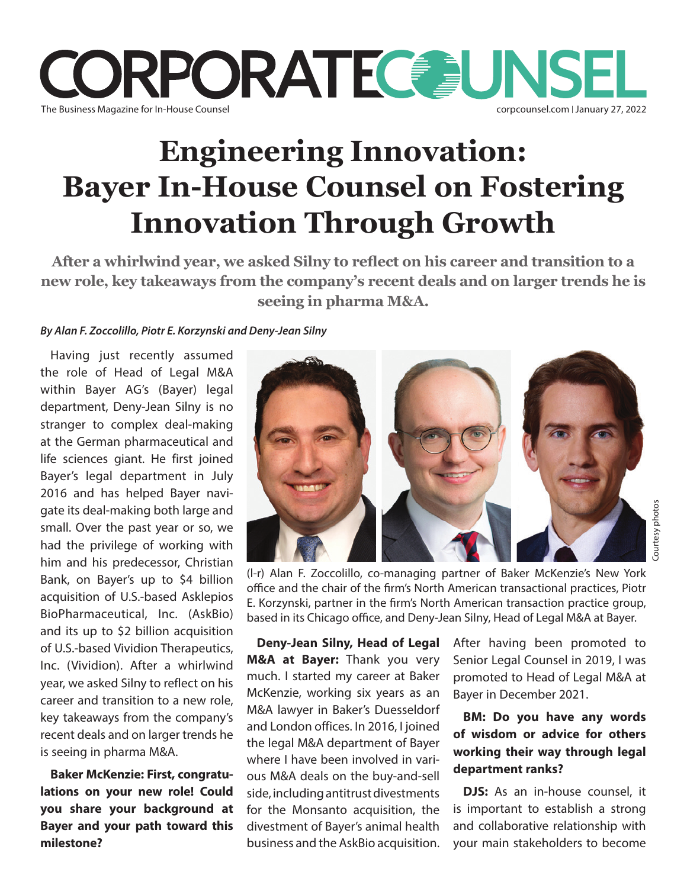# Engineering Innovation: Bayer In-House Counsel on Fostering Innovation Through Growth

**After a whirlwind year, we asked Silny to reflect on his career and transition to a new role, key takeaways from the company's recent deals and on larger trends he is seeing in pharma M&A.**

*By Alan F. Zoccolillo, Piotr E. Korzynski and Deny-Jean Silny*

Having just recently assumed the role of Head of Legal M&A within Bayer AG's (Bayer) legal department, Deny-Jean Silny is no stranger to complex deal-making at the German pharmaceutical and life sciences giant. He first joined Bayer's legal department in July 2016 and has helped Bayer navigate its deal-making both large and small. Over the past year or so, we had the privilege of working with him and his predecessor, Christian Bank, on Bayer's up to $4 billion acquisition of U.S.-based Asklepios BioPharmaceutical, Inc. (AskBio) and its up to $2 billion acquisition of U.S.-based Vividion Therapeutics, Inc. (Vividion). After a whirlwind year, we asked Silny to reflect on his career and transition to a new role, key takeaways from the company's recent deals and on larger trends he is seeing in pharma M&A.

(l-r) Alan F. Zoccolillo, co-managing partner of Baker McKenzie's New York office and the chair of the firm's North American transactional practices, Piotr E. Korzynski, partner in the firm's North American transaction practice group, based in its Chicago office, and Deny-Jean Silny, Head of Legal M&A at Bayer.

**Baker McKenzie: First, congratulations on your new role! Could you share your background at Bayer and your path toward this milestone?**

**Deny-Jean Silny, Head of Legal M&A at Bayer:** Thank you very much. I started my career at Baker McKenzie, working six years as an M&A lawyer in Baker's Duesseldorf and London offices. In 2016, I joined the legal M&A department of Bayer where I have been involved in various M&A deals on the buy-and-sell side, including antitrust divestments for the Monsanto acquisition, the divestment of Bayer's animal health business and the AskBio acquisition. After having been promoted to Senior Legal Counsel in 2019, I was promoted to Head of Legal M&A at Bayer in December 2021.

**BM: Do you have any words of wisdom or advice for others working their way through legal department ranks?**

**DJS:** As an in-house counsel, it is important to establish a strong and collaborative relationship with your main stakeholders to become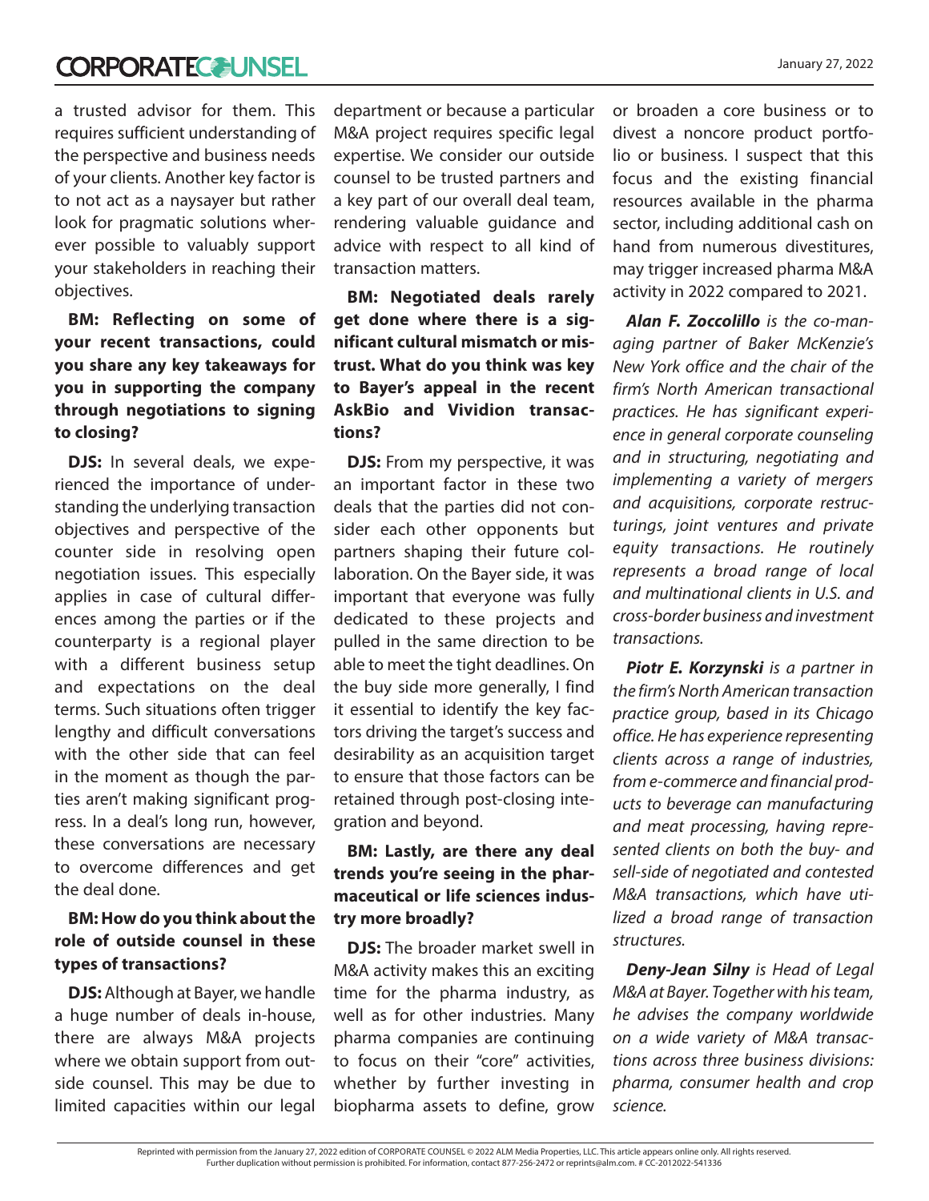a trusted advisor for them. This requires sufficient understanding of the perspective and business needs of your clients. Another key factor is to not act as a naysayer but rather look for pragmatic solutions wherever possible to valuably support your stakeholders in reaching their objectives.

**BM: Reflecting on some of your recent transactions, could you share any key takeaways for you in supporting the company through negotiations to signing to closing?**

**DJS:** In several deals, we experienced the importance of understanding the underlying transaction objectives and perspective of the counter side in resolving open negotiation issues. This especially applies in case of cultural differences among the parties or if the counterparty is a regional player with a different business setup and expectations on the deal terms. Such situations often trigger lengthy and difficult conversations with the other side that can feel in the moment as though the parties aren't making significant progress. In a deal's long run, however, these conversations are necessary to overcome differences and get the deal done.

**BM: How do you think about the role of outside counsel in these types of transactions?**

**DJS:** Although at Bayer, we handle a huge number of deals in-house, there are always M&A projects where we obtain support from outside counsel. This may be due to limited capacities within our legal department or because a particular M&A project requires specific legal expertise. We consider our outside counsel to be trusted partners and a key part of our overall deal team, rendering valuable guidance and advice with respect to all kind of transaction matters.

**BM: Negotiated deals rarely get done where there is a significant cultural mismatch or mistrust. What do you think was key to Bayer's appeal in the recent AskBio and Vividion transactions?**

**DJS:** From my perspective, it was an important factor in these two deals that the parties did not consider each other opponents but partners shaping their future collaboration. On the Bayer side, it was important that everyone was fully dedicated to these projects and pulled in the same direction to be able to meet the tight deadlines. On the buy side more generally, I find it essential to identify the key factors driving the target's success and desirability as an acquisition target to ensure that those factors can be retained through post-closing integration and beyond.

**BM: Lastly, are there any deal trends you're seeing in the pharmaceutical or life sciences industry more broadly?**

**DJS:** The broader market swell in M&A activity makes this an exciting time for the pharma industry, as well as for other industries. Many pharma companies are continuing to focus on their "core" activities, whether by further investing in biopharma assets to define, grow or broaden a core business or to divest a noncore product portfolio or business. I suspect that this focus and the existing financial resources available in the pharma sector, including additional cash on hand from numerous divestitures, may trigger increased pharma M&A activity in 2022 compared to 2021.

***Alan F. Zoccolillo*** *is the co-managing partner of Baker McKenzie's New York office and the chair of the firm's North American transactional practices. He has significant experience in general corporate counseling and in structuring, negotiating and implementing a variety of mergers and acquisitions, corporate restructurings, joint ventures and private equity transactions. He routinely represents a broad range of local and multinational clients in U.S. and cross-border business and investment transactions.*

***Piotr E. Korzynski*** *is a partner in the firm's North American transaction practice group, based in its Chicago office. He has experience representing clients across a range of industries, from e-commerce and financial products to beverage can manufacturing and meat processing, having represented clients on both the buy- and sell-side of negotiated and contested M&A transactions, which have utilized a broad range of transaction structures.*

***Deny-Jean Silny*** *is Head of Legal M&A at Bayer. Together with his team, he advises the company worldwide on a wide variety of M&A transactions across three business divisions: pharma, consumer health and crop science.*

Reprinted with permission from the January 27, 2022 edition of CORPORATE COUNSEL © 2022 ALM Media Properties, LLC. This article appears online only. All rights reserved. Further duplication without permission is prohibited. For information, contact 877-256-2472 or reprints@alm.com. # CC-2012022-541336